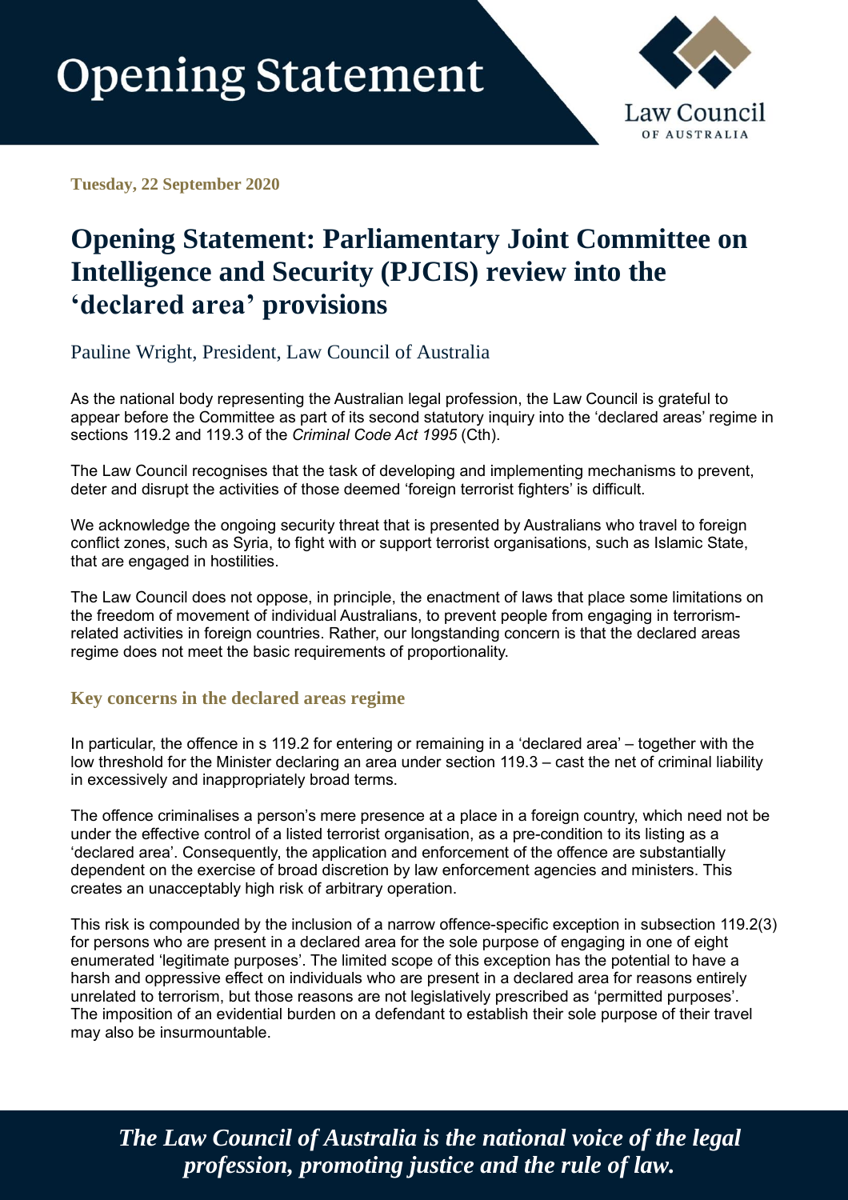# Opening Statement

Law Council OF AUSTRALIA

**Tuesday, 22 September 2020**

# Opening Statement: Parliamentary Joint Committee on Intelligence and Security (PJCIS) review into the 'declared area' provisions

Pauline Wright, President, Law Council of Australia

As the national body representing the Australian legal profession, the Law Council is grateful to appear before the Committee as part of its second statutory inquiry into the 'declared areas' regime in sections 119.2 and 119.3 of the *Criminal Code Act 1995* (Cth).

The Law Council recognises that the task of developing and implementing mechanisms to prevent, deter and disrupt the activities of those deemed 'foreign terrorist fighters' is difficult.

We acknowledge the ongoing security threat that is presented by Australians who travel to foreign conflict zones, such as Syria, to fight with or support terrorist organisations, such as Islamic State, that are engaged in hostilities.

The Law Council does not oppose, in principle, the enactment of laws that place some limitations on the freedom of movement of individual Australians, to prevent people from engaging in terrorism-related activities in foreign countries. Rather, our longstanding concern is that the declared areas regime does not meet the basic requirements of proportionality.

## Key concerns in the declared areas regime

In particular, the offence in s 119.2 for entering or remaining in a 'declared area' – together with the low threshold for the Minister declaring an area under section 119.3 – cast the net of criminal liability in excessively and inappropriately broad terms.

The offence criminalises a person's mere presence at a place in a foreign country, which need not be under the effective control of a listed terrorist organisation, as a pre-condition to its listing as a 'declared area'. Consequently, the application and enforcement of the offence are substantially dependent on the exercise of broad discretion by law enforcement agencies and ministers. This creates an unacceptably high risk of arbitrary operation.

This risk is compounded by the inclusion of a narrow offence-specific exception in subsection 119.2(3) for persons who are present in a declared area for the sole purpose of engaging in one of eight enumerated 'legitimate purposes'. The limited scope of this exception has the potential to have a harsh and oppressive effect on individuals who are present in a declared area for reasons entirely unrelated to terrorism, but those reasons are not legislatively prescribed as 'permitted purposes'. The imposition of an evidential burden on a defendant to establish their sole purpose of their travel may also be insurmountable.

*The Law Council of Australia is the national voice of the legal profession, promoting justice and the rule of law.*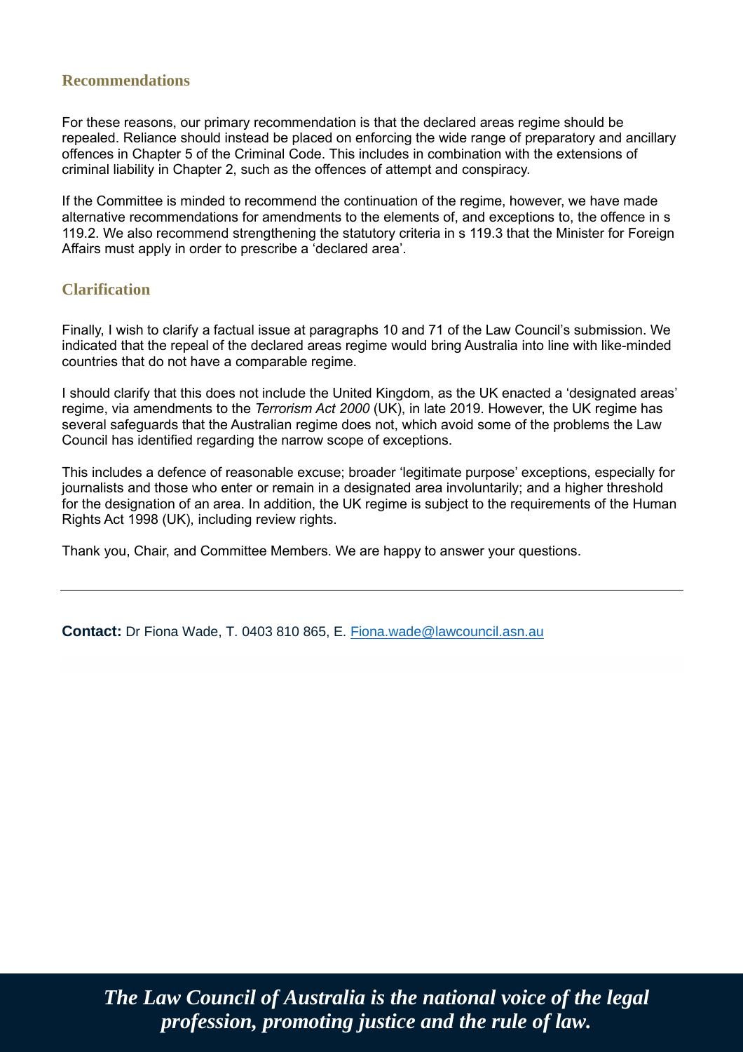## Recommendations

For these reasons, our primary recommendation is that the declared areas regime should be repealed. Reliance should instead be placed on enforcing the wide range of preparatory and ancillary offences in Chapter 5 of the Criminal Code. This includes in combination with the extensions of criminal liability in Chapter 2, such as the offences of attempt and conspiracy.

If the Committee is minded to recommend the continuation of the regime, however, we have made alternative recommendations for amendments to the elements of, and exceptions to, the offence in s 119.2. We also recommend strengthening the statutory criteria in s 119.3 that the Minister for Foreign Affairs must apply in order to prescribe a 'declared area'.

## Clarification

Finally, I wish to clarify a factual issue at paragraphs 10 and 71 of the Law Council's submission. We indicated that the repeal of the declared areas regime would bring Australia into line with like-minded countries that do not have a comparable regime.

I should clarify that this does not include the United Kingdom, as the UK enacted a 'designated areas' regime, via amendments to the *Terrorism Act 2000* (UK), in late 2019. However, the UK regime has several safeguards that the Australian regime does not, which avoid some of the problems the Law Council has identified regarding the narrow scope of exceptions.

This includes a defence of reasonable excuse; broader 'legitimate purpose' exceptions, especially for journalists and those who enter or remain in a designated area involuntarily; and a higher threshold for the designation of an area. In addition, the UK regime is subject to the requirements of the Human Rights Act 1998 (UK), including review rights.

Thank you, Chair, and Committee Members. We are happy to answer your questions.

---

**Contact:** Dr Fiona Wade, T. 0403 810 865, E. Fiona.wade@lawcouncil.asn.au

***The Law Council of Australia is the national voice of the legal profession, promoting justice and the rule of law.***